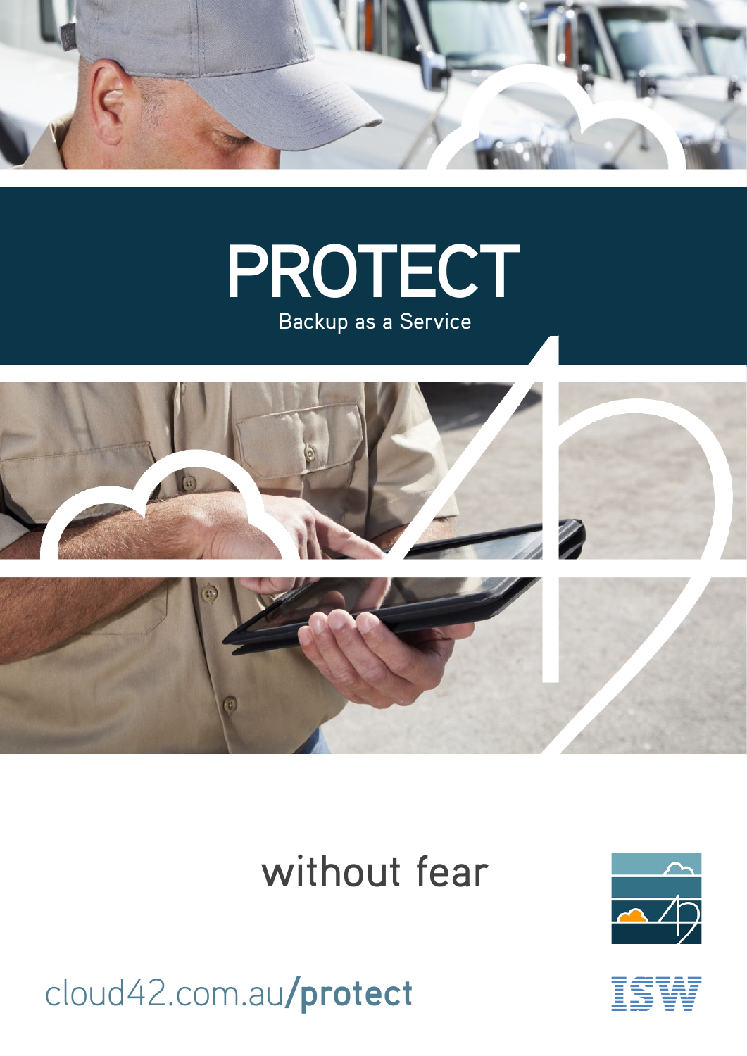# PROTECT

Backup as a Service

without fear

cloud42.com.au/**protect**

ISW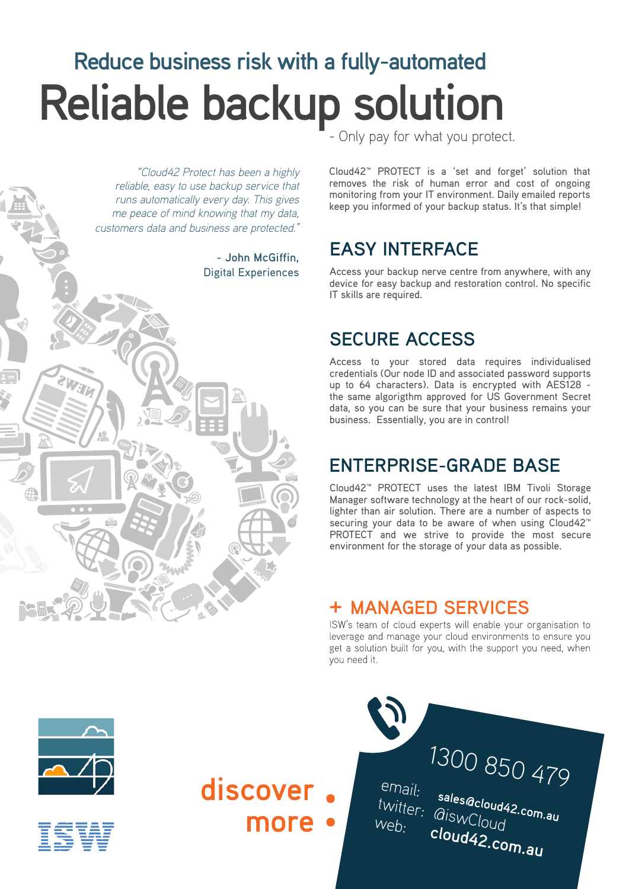## Reduce business risk with a fully-automated

# Reliable backup solution

- Only pay for what you protect.

*"Cloud42 Protect has been a highly reliable, easy to use backup service that runs automatically every day. This gives me peace of mind knowing that my data, customers data and business are protected."*

- John McGiffin,
Digital Experiences

Cloud42™ PROTECT is a 'set and forget' solution that removes the risk of human error and cost of ongoing monitoring from your IT environment. Daily emailed reports keep you informed of your backup status. It's that simple!

## EASY INTERFACE

Access your backup nerve centre from anywhere, with any device for easy backup and restoration control. No specific IT skills are required.

## SECURE ACCESS

Access to your stored data requires individualised credentials (Our node ID and associated password supports up to 64 characters). Data is encrypted with AES128 - the same algorigthm approved for US Government Secret data, so you can be sure that your business remains your business. Essentially, you are in control!

## ENTERPRISE-GRADE BASE

Cloud42™ PROTECT uses the latest IBM Tivoli Storage Manager software technology at the heart of our rock-solid, lighter than air solution. There are a number of aspects to securing your data to be aware of when using Cloud42™ PROTECT and we strive to provide the most secure environment for the storage of your data as possible.

## + MANAGED SERVICES

ISW's team of cloud experts will enable your organisation to leverage and manage your cloud environments to ensure you get a solution built for you, with the support you need, when you need it.

discover •
more •

1300 850 479

email: **sales@cloud42.com.au**
twitter: @iswCloud
web: **cloud42.com.au**